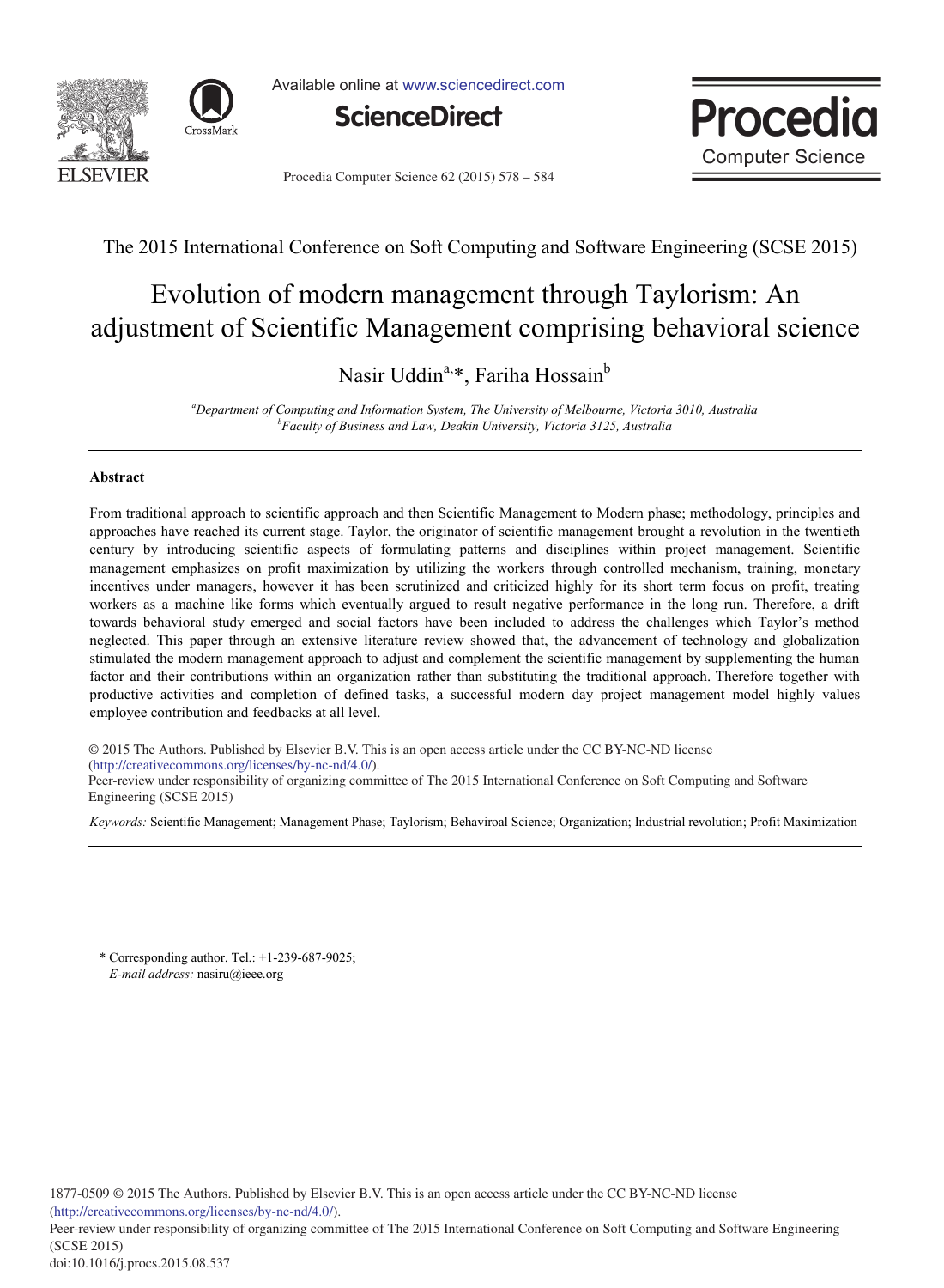The 2015 International Conference on Soft Computing and Software Engineering (SCSE 2015)

# Evolution of modern management through Taylorism: An adjustment of Scientific Management comprising behavioral science

Nasir Uddin[a,*], Fariha Hossain[b]

[a]*Department of Computing and Information System, The University of Melbourne, Victoria 3010, Australia*
[b]*Faculty of Business and Law, Deakin University, Victoria 3125, Australia*

## Abstract

From traditional approach to scientific approach and then Scientific Management to Modern phase; methodology, principles and approaches have reached its current stage. Taylor, the originator of scientific management brought a revolution in the twentieth century by introducing scientific aspects of formulating patterns and disciplines within project management. Scientific management emphasizes on profit maximization by utilizing the workers through controlled mechanism, training, monetary incentives under managers, however it has been scrutinized and criticized highly for its short term focus on profit, treating workers as a machine like forms which eventually argued to result negative performance in the long run. Therefore, a drift towards behavioral study emerged and social factors have been included to address the challenges which Taylor's method neglected. This paper through an extensive literature review showed that, the advancement of technology and globalization stimulated the modern management approach to adjust and complement the scientific management by supplementing the human factor and their contributions within an organization rather than substituting the traditional approach. Therefore together with productive activities and completion of defined tasks, a successful modern day project management model highly values employee contribution and feedbacks at all level.

© 2015 The Authors. Published by Elsevier B.V. This is an open access article under the CC BY-NC-ND license (http://creativecommons.org/licenses/by-nc-nd/4.0/).
Peer-review under responsibility of organizing committee of The 2015 International Conference on Soft Computing and Software Engineering (SCSE 2015)

*Keywords:* Scientific Management; Management Phase; Taylorism; Behaviroal Science; Organization; Industrial revolution; Profit Maximization

---

\* Corresponding author. Tel.: +1-239-687-9025;
*E-mail address:* nasiru@ieee.org

1877-0509 © 2015 The Authors. Published by Elsevier B.V. This is an open access article under the CC BY-NC-ND license (http://creativecommons.org/licenses/by-nc-nd/4.0/).
Peer-review under responsibility of organizing committee of The 2015 International Conference on Soft Computing and Software Engineering (SCSE 2015)
doi:10.1016/j.procs.2015.08.537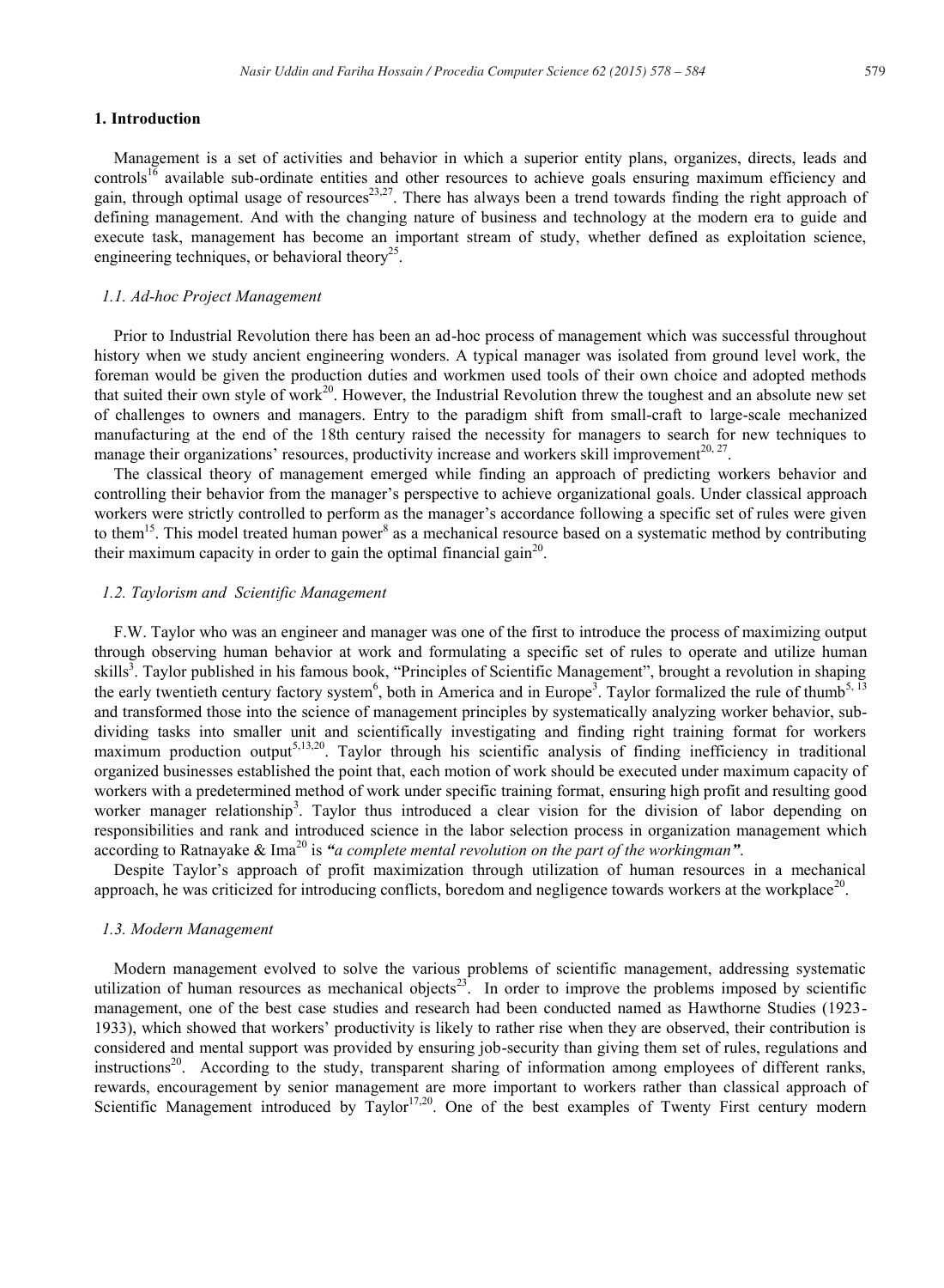## 1. Introduction

Management is a set of activities and behavior in which a superior entity plans, organizes, directs, leads and controls[16] available sub-ordinate entities and other resources to achieve goals ensuring maximum efficiency and gain, through optimal usage of resources[23,27]. There has always been a trend towards finding the right approach of defining management. And with the changing nature of business and technology at the modern era to guide and execute task, management has become an important stream of study, whether defined as exploitation science, engineering techniques, or behavioral theory[25].

### *1.1. Ad-hoc Project Management*

Prior to Industrial Revolution there has been an ad-hoc process of management which was successful throughout history when we study ancient engineering wonders. A typical manager was isolated from ground level work, the foreman would be given the production duties and workmen used tools of their own choice and adopted methods that suited their own style of work[20]. However, the Industrial Revolution threw the toughest and an absolute new set of challenges to owners and managers. Entry to the paradigm shift from small-craft to large-scale mechanized manufacturing at the end of the 18th century raised the necessity for managers to search for new techniques to manage their organizations' resources, productivity increase and workers skill improvement[20, 27].

The classical theory of management emerged while finding an approach of predicting workers behavior and controlling their behavior from the manager's perspective to achieve organizational goals. Under classical approach workers were strictly controlled to perform as the manager's accordance following a specific set of rules were given to them[15]. This model treated human power[8] as a mechanical resource based on a systematic method by contributing their maximum capacity in order to gain the optimal financial gain[20].

### *1.2. Taylorism and Scientific Management*

F.W. Taylor who was an engineer and manager was one of the first to introduce the process of maximizing output through observing human behavior at work and formulating a specific set of rules to operate and utilize human skills[3]. Taylor published in his famous book, "Principles of Scientific Management", brought a revolution in shaping the early twentieth century factory system[6], both in America and in Europe[3]. Taylor formalized the rule of thumb[5, 13] and transformed those into the science of management principles by systematically analyzing worker behavior, sub-dividing tasks into smaller unit and scientifically investigating and finding right training format for workers maximum production output[5,13,20]. Taylor through his scientific analysis of finding inefficiency in traditional organized businesses established the point that, each motion of work should be executed under maximum capacity of workers with a predetermined method of work under specific training format, ensuring high profit and resulting good worker manager relationship[3]. Taylor thus introduced a clear vision for the division of labor depending on responsibilities and rank and introduced science in the labor selection process in organization management which according to Ratnayake & Ima[20] is ***"****a complete mental revolution on the part of the workingman****"***.

Despite Taylor's approach of profit maximization through utilization of human resources in a mechanical approach, he was criticized for introducing conflicts, boredom and negligence towards workers at the workplace[20].

### *1.3. Modern Management*

Modern management evolved to solve the various problems of scientific management, addressing systematic utilization of human resources as mechanical objects[23]. In order to improve the problems imposed by scientific management, one of the best case studies and research had been conducted named as Hawthorne Studies (1923-1933), which showed that workers' productivity is likely to rather rise when they are observed, their contribution is considered and mental support was provided by ensuring job-security than giving them set of rules, regulations and instructions[20]. According to the study, transparent sharing of information among employees of different ranks, rewards, encouragement by senior management are more important to workers rather than classical approach of Scientific Management introduced by Taylor[17,20]. One of the best examples of Twenty First century modern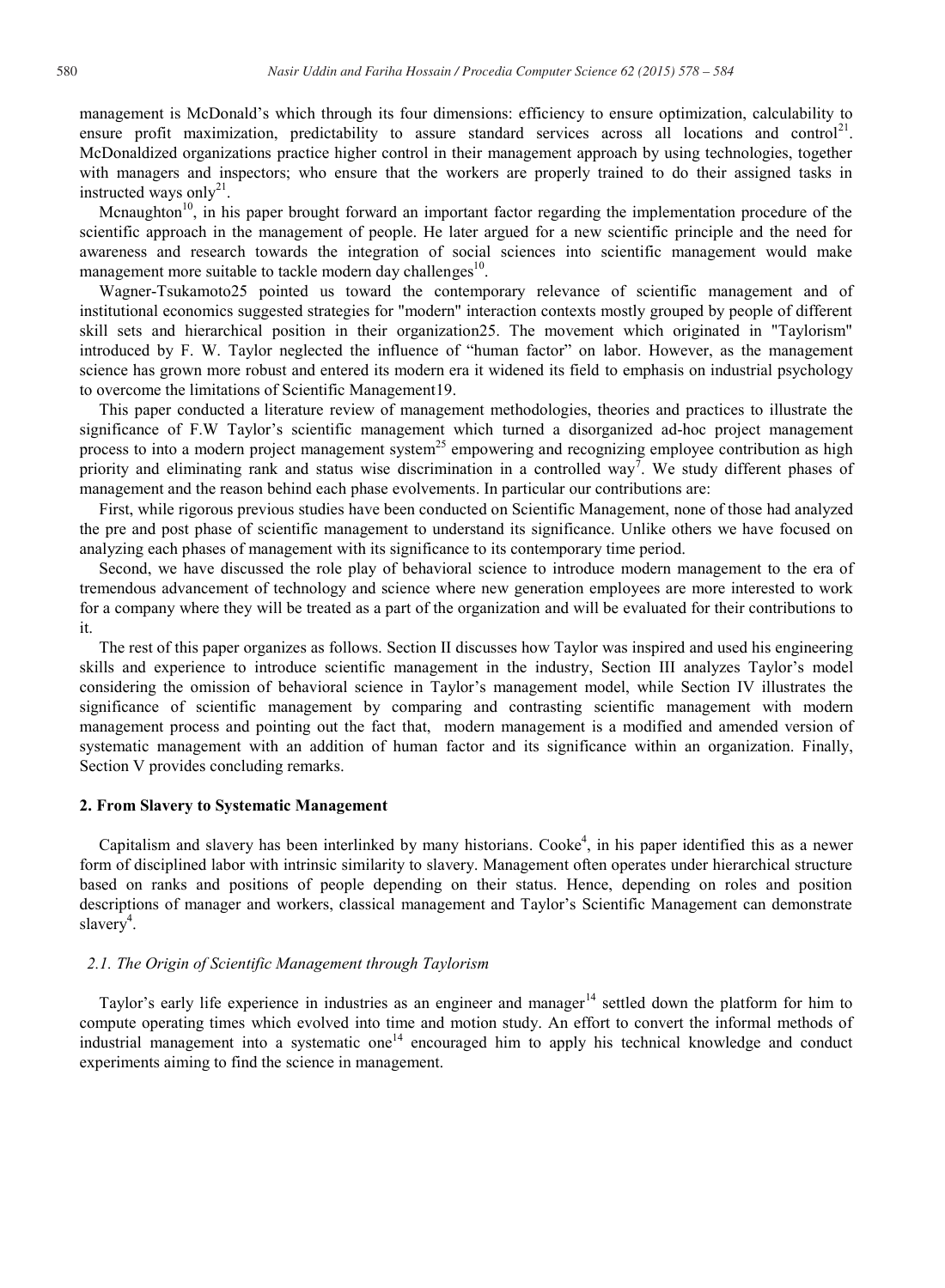management is McDonald's which through its four dimensions: efficiency to ensure optimization, calculability to ensure profit maximization, predictability to assure standard services across all locations and control[21]. McDonaldized organizations practice higher control in their management approach by using technologies, together with managers and inspectors; who ensure that the workers are properly trained to do their assigned tasks in instructed ways only[21].

Mcnaughton[10], in his paper brought forward an important factor regarding the implementation procedure of the scientific approach in the management of people. He later argued for a new scientific principle and the need for awareness and research towards the integration of social sciences into scientific management would make management more suitable to tackle modern day challenges[10].

Wagner-Tsukamoto25 pointed us toward the contemporary relevance of scientific management and of institutional economics suggested strategies for "modern" interaction contexts mostly grouped by people of different skill sets and hierarchical position in their organization25. The movement which originated in "Taylorism" introduced by F. W. Taylor neglected the influence of "human factor" on labor. However, as the management science has grown more robust and entered its modern era it widened its field to emphasis on industrial psychology to overcome the limitations of Scientific Management19.

This paper conducted a literature review of management methodologies, theories and practices to illustrate the significance of F.W Taylor's scientific management which turned a disorganized ad-hoc project management process to into a modern project management system[25] empowering and recognizing employee contribution as high priority and eliminating rank and status wise discrimination in a controlled way[7]. We study different phases of management and the reason behind each phase evolvements. In particular our contributions are:

First, while rigorous previous studies have been conducted on Scientific Management, none of those had analyzed the pre and post phase of scientific management to understand its significance. Unlike others we have focused on analyzing each phases of management with its significance to its contemporary time period.

Second, we have discussed the role play of behavioral science to introduce modern management to the era of tremendous advancement of technology and science where new generation employees are more interested to work for a company where they will be treated as a part of the organization and will be evaluated for their contributions to it.

The rest of this paper organizes as follows. Section II discusses how Taylor was inspired and used his engineering skills and experience to introduce scientific management in the industry, Section III analyzes Taylor's model considering the omission of behavioral science in Taylor's management model, while Section IV illustrates the significance of scientific management by comparing and contrasting scientific management with modern management process and pointing out the fact that, modern management is a modified and amended version of systematic management with an addition of human factor and its significance within an organization. Finally, Section V provides concluding remarks.

## 2. From Slavery to Systematic Management

Capitalism and slavery has been interlinked by many historians. Cooke[4], in his paper identified this as a newer form of disciplined labor with intrinsic similarity to slavery. Management often operates under hierarchical structure based on ranks and positions of people depending on their status. Hence, depending on roles and position descriptions of manager and workers, classical management and Taylor's Scientific Management can demonstrate slavery[4].

### *2.1. The Origin of Scientific Management through Taylorism*

Taylor's early life experience in industries as an engineer and manager[14] settled down the platform for him to compute operating times which evolved into time and motion study. An effort to convert the informal methods of industrial management into a systematic one[14] encouraged him to apply his technical knowledge and conduct experiments aiming to find the science in management.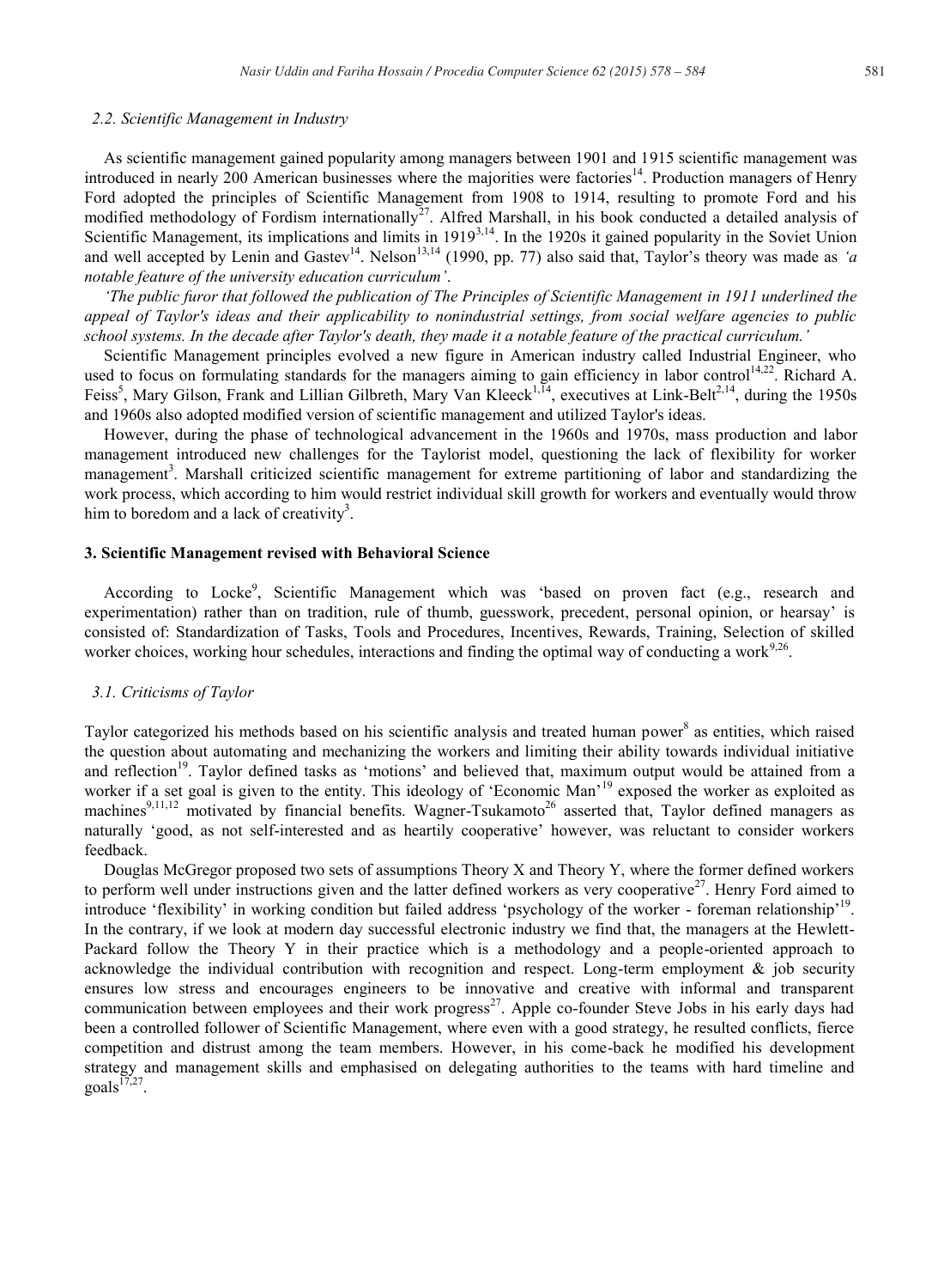### 2.2. Scientific Management in Industry

As scientific management gained popularity among managers between 1901 and 1915 scientific management was introduced in nearly 200 American businesses where the majorities were factories[14]. Production managers of Henry Ford adopted the principles of Scientific Management from 1908 to 1914, resulting to promote Ford and his modified methodology of Fordism internationally[27]. Alfred Marshall, in his book conducted a detailed analysis of Scientific Management, its implications and limits in 1919[3,14]. In the 1920s it gained popularity in the Soviet Union and well accepted by Lenin and Gastev[14]. Nelson[13,14] (1990, pp. 77) also said that, Taylor's theory was made as *'a notable feature of the university education curriculum'*.

*'The public furor that followed the publication of The Principles of Scientific Management in 1911 underlined the appeal of Taylor's ideas and their applicability to nonindustrial settings, from social welfare agencies to public school systems. In the decade after Taylor's death, they made it a notable feature of the practical curriculum.'*

Scientific Management principles evolved a new figure in American industry called Industrial Engineer, who used to focus on formulating standards for the managers aiming to gain efficiency in labor control[14,22]. Richard A. Feiss[5], Mary Gilson, Frank and Lillian Gilbreth, Mary Van Kleeck[1,14], executives at Link-Belt[2,14], during the 1950s and 1960s also adopted modified version of scientific management and utilized Taylor's ideas.

However, during the phase of technological advancement in the 1960s and 1970s, mass production and labor management introduced new challenges for the Taylorist model, questioning the lack of flexibility for worker management[3]. Marshall criticized scientific management for extreme partitioning of labor and standardizing the work process, which according to him would restrict individual skill growth for workers and eventually would throw him to boredom and a lack of creativity[3].

## 3. Scientific Management revised with Behavioral Science

According to Locke[9], Scientific Management which was 'based on proven fact (e.g., research and experimentation) rather than on tradition, rule of thumb, guesswork, precedent, personal opinion, or hearsay' is consisted of: Standardization of Tasks, Tools and Procedures, Incentives, Rewards, Training, Selection of skilled worker choices, working hour schedules, interactions and finding the optimal way of conducting a work[9,26].

### 3.1. Criticisms of Taylor

Taylor categorized his methods based on his scientific analysis and treated human power[8] as entities, which raised the question about automating and mechanizing the workers and limiting their ability towards individual initiative and reflection[19]. Taylor defined tasks as 'motions' and believed that, maximum output would be attained from a worker if a set goal is given to the entity. This ideology of 'Economic Man'[19] exposed the worker as exploited as machines[9,11,12] motivated by financial benefits. Wagner-Tsukamoto[26] asserted that, Taylor defined managers as naturally 'good, as not self-interested and as heartily cooperative' however, was reluctant to consider workers feedback.

Douglas McGregor proposed two sets of assumptions Theory X and Theory Y, where the former defined workers to perform well under instructions given and the latter defined workers as very cooperative[27]. Henry Ford aimed to introduce 'flexibility' in working condition but failed address 'psychology of the worker - foreman relationship'[19]. In the contrary, if we look at modern day successful electronic industry we find that, the managers at the Hewlett-Packard follow the Theory Y in their practice which is a methodology and a people-oriented approach to acknowledge the individual contribution with recognition and respect. Long-term employment & job security ensures low stress and encourages engineers to be innovative and creative with informal and transparent communication between employees and their work progress[27]. Apple co-founder Steve Jobs in his early days had been a controlled follower of Scientific Management, where even with a good strategy, he resulted conflicts, fierce competition and distrust among the team members. However, in his come-back he modified his development strategy and management skills and emphasised on delegating authorities to the teams with hard timeline and goals[17,27].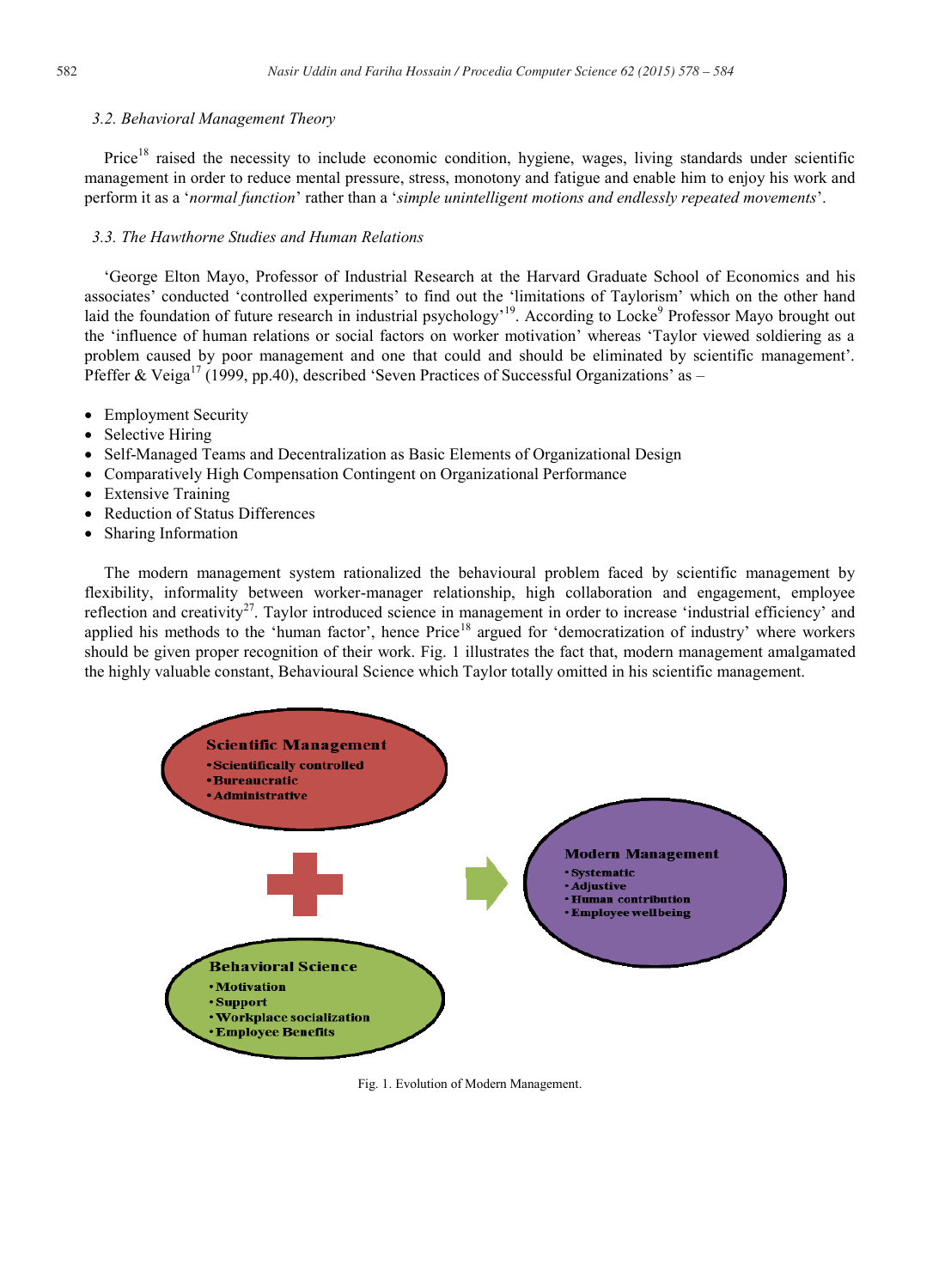### 3.2. Behavioral Management Theory

Price[18] raised the necessity to include economic condition, hygiene, wages, living standards under scientific management in order to reduce mental pressure, stress, monotony and fatigue and enable him to enjoy his work and perform it as a '*normal function*' rather than a '*simple unintelligent motions and endlessly repeated movements*'.

### 3.3. The Hawthorne Studies and Human Relations

'George Elton Mayo, Professor of Industrial Research at the Harvard Graduate School of Economics and his associates' conducted 'controlled experiments' to find out the 'limitations of Taylorism' which on the other hand laid the foundation of future research in industrial psychology'[19]. According to Locke[9] Professor Mayo brought out the 'influence of human relations or social factors on worker motivation' whereas 'Taylor viewed soldiering as a problem caused by poor management and one that could and should be eliminated by scientific management'. Pfeffer & Veiga[17] (1999, pp.40), described 'Seven Practices of Successful Organizations' as –

- Employment Security
- Selective Hiring
- Self-Managed Teams and Decentralization as Basic Elements of Organizational Design
- Comparatively High Compensation Contingent on Organizational Performance
- Extensive Training
- Reduction of Status Differences
- Sharing Information

The modern management system rationalized the behavioural problem faced by scientific management by flexibility, informality between worker-manager relationship, high collaboration and engagement, employee reflection and creativity[27]. Taylor introduced science in management in order to increase 'industrial efficiency' and applied his methods to the 'human factor', hence Price[18] argued for 'democratization of industry' where workers should be given proper recognition of their work. Fig. 1 illustrates the fact that, modern management amalgamated the highly valuable constant, Behavioural Science which Taylor totally omitted in his scientific management.

**Scientific Management**
- Scientifically controlled
- Bureaucratic
- Administrative

+

**Behavioral Science**
- Motivation
- Support
- Workplace socialization
- Employee Benefits

→

**Modern Management**
- Systematic
- Adjustive
- Human contribution
- Employee wellbeing

Fig. 1. Evolution of Modern Management.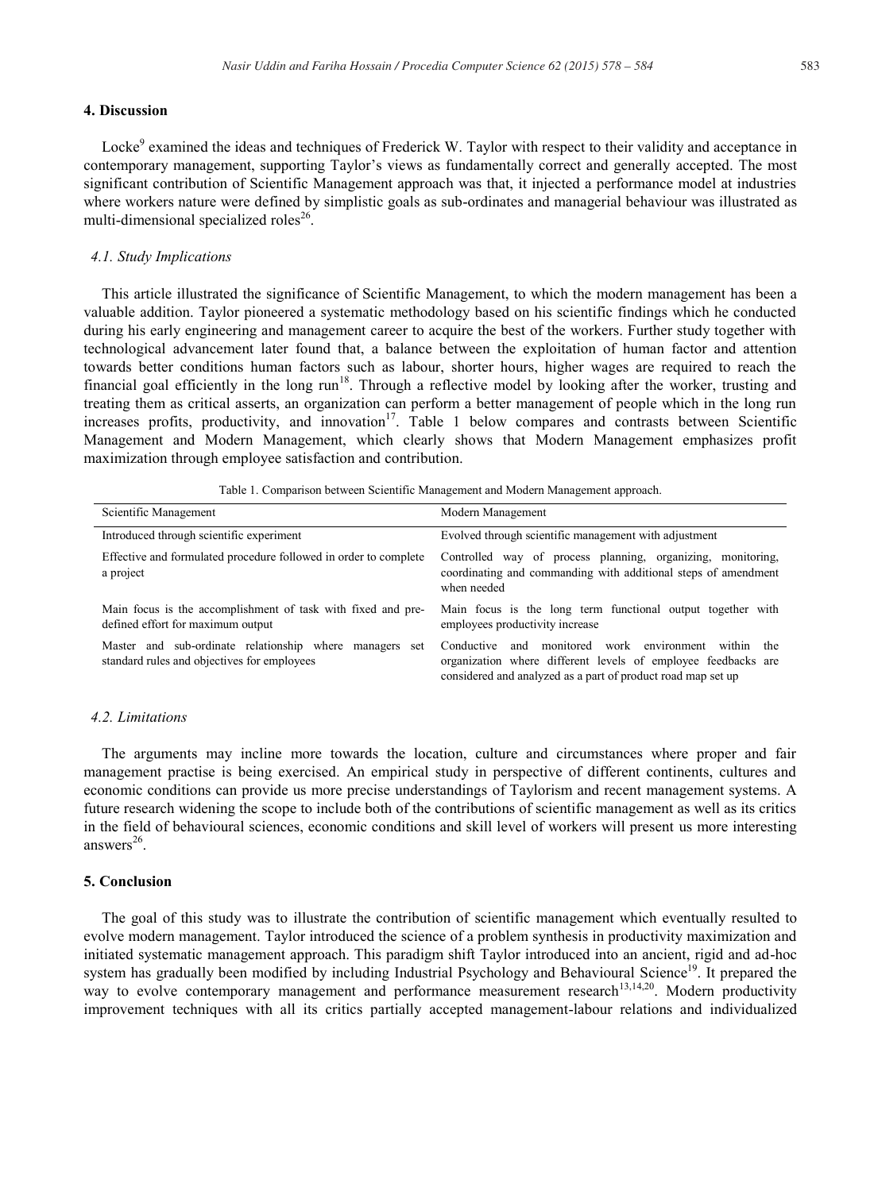## 4. Discussion

Locke[9] examined the ideas and techniques of Frederick W. Taylor with respect to their validity and acceptance in contemporary management, supporting Taylor's views as fundamentally correct and generally accepted. The most significant contribution of Scientific Management approach was that, it injected a performance model at industries where workers nature were defined by simplistic goals as sub-ordinates and managerial behaviour was illustrated as multi-dimensional specialized roles[26].

### *4.1. Study Implications*

This article illustrated the significance of Scientific Management, to which the modern management has been a valuable addition. Taylor pioneered a systematic methodology based on his scientific findings which he conducted during his early engineering and management career to acquire the best of the workers. Further study together with technological advancement later found that, a balance between the exploitation of human factor and attention towards better conditions human factors such as labour, shorter hours, higher wages are required to reach the financial goal efficiently in the long run[18]. Through a reflective model by looking after the worker, trusting and treating them as critical asserts, an organization can perform a better management of people which in the long run increases profits, productivity, and innovation[17]. Table 1 below compares and contrasts between Scientific Management and Modern Management, which clearly shows that Modern Management emphasizes profit maximization through employee satisfaction and contribution.

Table 1. Comparison between Scientific Management and Modern Management approach.

| Scientific Management | Modern Management |
|---|---|
| Introduced through scientific experiment | Evolved through scientific management with adjustment |
| Effective and formulated procedure followed in order to complete a project | Controlled way of process planning, organizing, monitoring, coordinating and commanding with additional steps of amendment when needed |
| Main focus is the accomplishment of task with fixed and pre-defined effort for maximum output | Main focus is the long term functional output together with employees productivity increase |
| Master and sub-ordinate relationship where managers set standard rules and objectives for employees | Conductive and monitored work environment within the organization where different levels of employee feedbacks are considered and analyzed as a part of product road map set up |

### *4.2. Limitations*

The arguments may incline more towards the location, culture and circumstances where proper and fair management practise is being exercised. An empirical study in perspective of different continents, cultures and economic conditions can provide us more precise understandings of Taylorism and recent management systems. A future research widening the scope to include both of the contributions of scientific management as well as its critics in the field of behavioural sciences, economic conditions and skill level of workers will present us more interesting answers[26].

## 5. Conclusion

The goal of this study was to illustrate the contribution of scientific management which eventually resulted to evolve modern management. Taylor introduced the science of a problem synthesis in productivity maximization and initiated systematic management approach. This paradigm shift Taylor introduced into an ancient, rigid and ad-hoc system has gradually been modified by including Industrial Psychology and Behavioural Science[19]. It prepared the way to evolve contemporary management and performance measurement research[13,14,20]. Modern productivity improvement techniques with all its critics partially accepted management-labour relations and individualized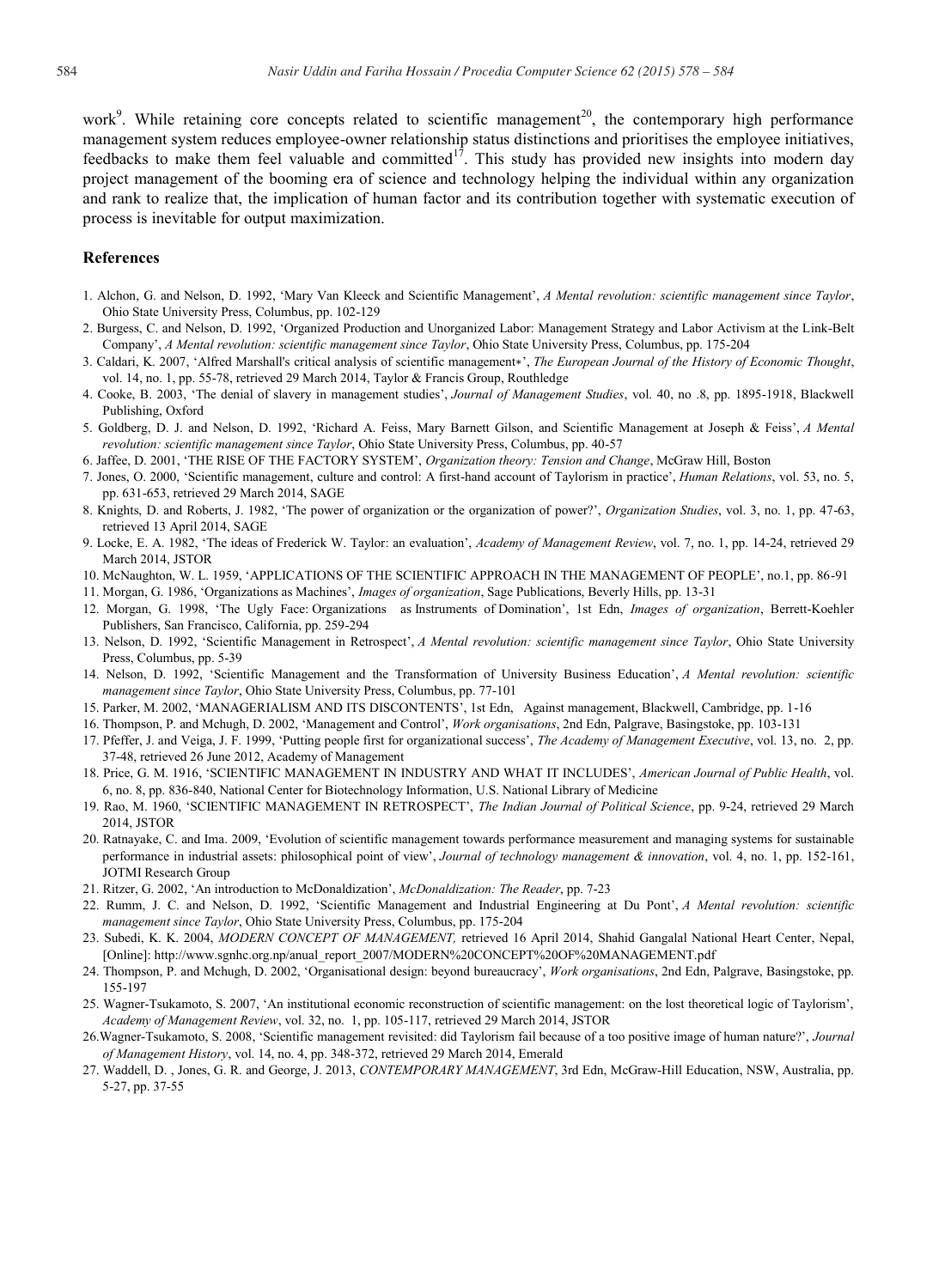work[9]. While retaining core concepts related to scientific management[20], the contemporary high performance management system reduces employee-owner relationship status distinctions and prioritises the employee initiatives, feedbacks to make them feel valuable and committed[17]. This study has provided new insights into modern day project management of the booming era of science and technology helping the individual within any organization and rank to realize that, the implication of human factor and its contribution together with systematic execution of process is inevitable for output maximization.

## References

1. Alchon, G. and Nelson, D. 1992, 'Mary Van Kleeck and Scientific Management', *A Mental revolution: scientific management since Taylor*, Ohio State University Press, Columbus, pp. 102-129
2. Burgess, C. and Nelson, D. 1992, 'Organized Production and Unorganized Labor: Management Strategy and Labor Activism at the Link-Belt Company', *A Mental revolution: scientific management since Taylor*, Ohio State University Press, Columbus, pp. 175-204
3. Caldari, K. 2007, 'Alfred Marshall's critical analysis of scientific management*', *The European Journal of the History of Economic Thought*, vol. 14, no. 1, pp. 55-78, retrieved 29 March 2014, Taylor & Francis Group, Routhledge
4. Cooke, B. 2003, 'The denial of slavery in management studies', *Journal of Management Studies*, vol. 40, no .8, pp. 1895-1918, Blackwell Publishing, Oxford
5. Goldberg, D. J. and Nelson, D. 1992, 'Richard A. Feiss, Mary Barnett Gilson, and Scientific Management at Joseph & Feiss', *A Mental revolution: scientific management since Taylor*, Ohio State University Press, Columbus, pp. 40-57
6. Jaffee, D. 2001, 'THE RISE OF THE FACTORY SYSTEM', *Organization theory: Tension and Change*, McGraw Hill, Boston
7. Jones, O. 2000, 'Scientific management, culture and control: A first-hand account of Taylorism in practice', *Human Relations*, vol. 53, no. 5, pp. 631-653, retrieved 29 March 2014, SAGE
8. Knights, D. and Roberts, J. 1982, 'The power of organization or the organization of power?', *Organization Studies*, vol. 3, no. 1, pp. 47-63, retrieved 13 April 2014, SAGE
9. Locke, E. A. 1982, 'The ideas of Frederick W. Taylor: an evaluation', *Academy of Management Review*, vol. 7, no. 1, pp. 14-24, retrieved 29 March 2014, JSTOR
10. McNaughton, W. L. 1959, 'APPLICATIONS OF THE SCIENTIFIC APPROACH IN THE MANAGEMENT OF PEOPLE', no.1, pp. 86-91
11. Morgan, G. 1986, 'Organizations as Machines', *Images of organization*, Sage Publications, Beverly Hills, pp. 13-31
12. Morgan, G. 1998, 'The Ugly Face: Organizations as Instruments of Domination', 1st Edn, *Images of organization*, Berrett-Koehler Publishers, San Francisco, California, pp. 259-294
13. Nelson, D. 1992, 'Scientific Management in Retrospect', *A Mental revolution: scientific management since Taylor*, Ohio State University Press, Columbus, pp. 5-39
14. Nelson, D. 1992, 'Scientific Management and the Transformation of University Business Education', *A Mental revolution: scientific management since Taylor*, Ohio State University Press, Columbus, pp. 77-101
15. Parker, M. 2002, 'MANAGERIALISM AND ITS DISCONTENTS', 1st Edn, Against management, Blackwell, Cambridge, pp. 1-16
16. Thompson, P. and Mchugh, D. 2002, 'Management and Control', *Work organisations*, 2nd Edn, Palgrave, Basingstoke, pp. 103-131
17. Pfeffer, J. and Veiga, J. F. 1999, 'Putting people first for organizational success', *The Academy of Management Executive*, vol. 13, no. 2, pp. 37-48, retrieved 26 June 2012, Academy of Management
18. Price, G. M. 1916, 'SCIENTIFIC MANAGEMENT IN INDUSTRY AND WHAT IT INCLUDES', *American Journal of Public Health*, vol. 6, no. 8, pp. 836-840, National Center for Biotechnology Information, U.S. National Library of Medicine
19. Rao, M. 1960, 'SCIENTIFIC MANAGEMENT IN RETROSPECT', *The Indian Journal of Political Science*, pp. 9-24, retrieved 29 March 2014, JSTOR
20. Ratnayake, C. and Ima. 2009, 'Evolution of scientific management towards performance measurement and managing systems for sustainable performance in industrial assets: philosophical point of view', *Journal of technology management & innovation*, vol. 4, no. 1, pp. 152-161, JOTMI Research Group
21. Ritzer, G. 2002, 'An introduction to McDonaldization', *McDonaldization: The Reader*, pp. 7-23
22. Rumm, J. C. and Nelson, D. 1992, 'Scientific Management and Industrial Engineering at Du Pont', *A Mental revolution: scientific management since Taylor*, Ohio State University Press, Columbus, pp. 175-204
23. Subedi, K. K. 2004, *MODERN CONCEPT OF MANAGEMENT,* retrieved 16 April 2014, Shahid Gangalal National Heart Center, Nepal, [Online]: http://www.sgnhc.org.np/anual_report_2007/MODERN%20CONCEPT%20OF%20MANAGEMENT.pdf
24. Thompson, P. and Mchugh, D. 2002, 'Organisational design: beyond bureaucracy', *Work organisations*, 2nd Edn, Palgrave, Basingstoke, pp. 155-197
25. Wagner-Tsukamoto, S. 2007, 'An institutional economic reconstruction of scientific management: on the lost theoretical logic of Taylorism', *Academy of Management Review*, vol. 32, no. 1, pp. 105-117, retrieved 29 March 2014, JSTOR
26. Wagner-Tsukamoto, S. 2008, 'Scientific management revisited: did Taylorism fail because of a too positive image of human nature?', *Journal of Management History*, vol. 14, no. 4, pp. 348-372, retrieved 29 March 2014, Emerald
27. Waddell, D. , Jones, G. R. and George, J. 2013, *CONTEMPORARY MANAGEMENT*, 3rd Edn, McGraw-Hill Education, NSW, Australia, pp. 5-27, pp. 37-55